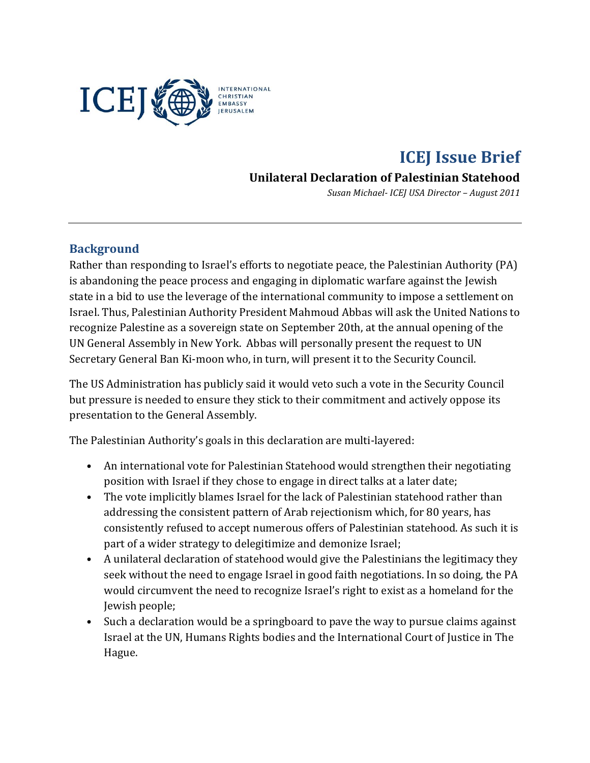ICEJ INTERNATIONAL CHRISTIAN EMBASSY JERUSALEM

# ICEJ Issue Brief

### Unilateral Declaration of Palestinian Statehood

*Susan Michael- ICEJ USA Director – August 2011*

---

## Background

Rather than responding to Israel's efforts to negotiate peace, the Palestinian Authority (PA) is abandoning the peace process and engaging in diplomatic warfare against the Jewish state in a bid to use the leverage of the international community to impose a settlement on Israel. Thus, Palestinian Authority President Mahmoud Abbas will ask the United Nations to recognize Palestine as a sovereign state on September 20th, at the annual opening of the UN General Assembly in New York. Abbas will personally present the request to UN Secretary General Ban Ki-moon who, in turn, will present it to the Security Council.

The US Administration has publicly said it would veto such a vote in the Security Council but pressure is needed to ensure they stick to their commitment and actively oppose its presentation to the General Assembly.

The Palestinian Authority's goals in this declaration are multi-layered:

- An international vote for Palestinian Statehood would strengthen their negotiating position with Israel if they chose to engage in direct talks at a later date;
- The vote implicitly blames Israel for the lack of Palestinian statehood rather than addressing the consistent pattern of Arab rejectionism which, for 80 years, has consistently refused to accept numerous offers of Palestinian statehood. As such it is part of a wider strategy to delegitimize and demonize Israel;
- A unilateral declaration of statehood would give the Palestinians the legitimacy they seek without the need to engage Israel in good faith negotiations. In so doing, the PA would circumvent the need to recognize Israel's right to exist as a homeland for the Jewish people;
- Such a declaration would be a springboard to pave the way to pursue claims against Israel at the UN, Humans Rights bodies and the International Court of Justice in The Hague.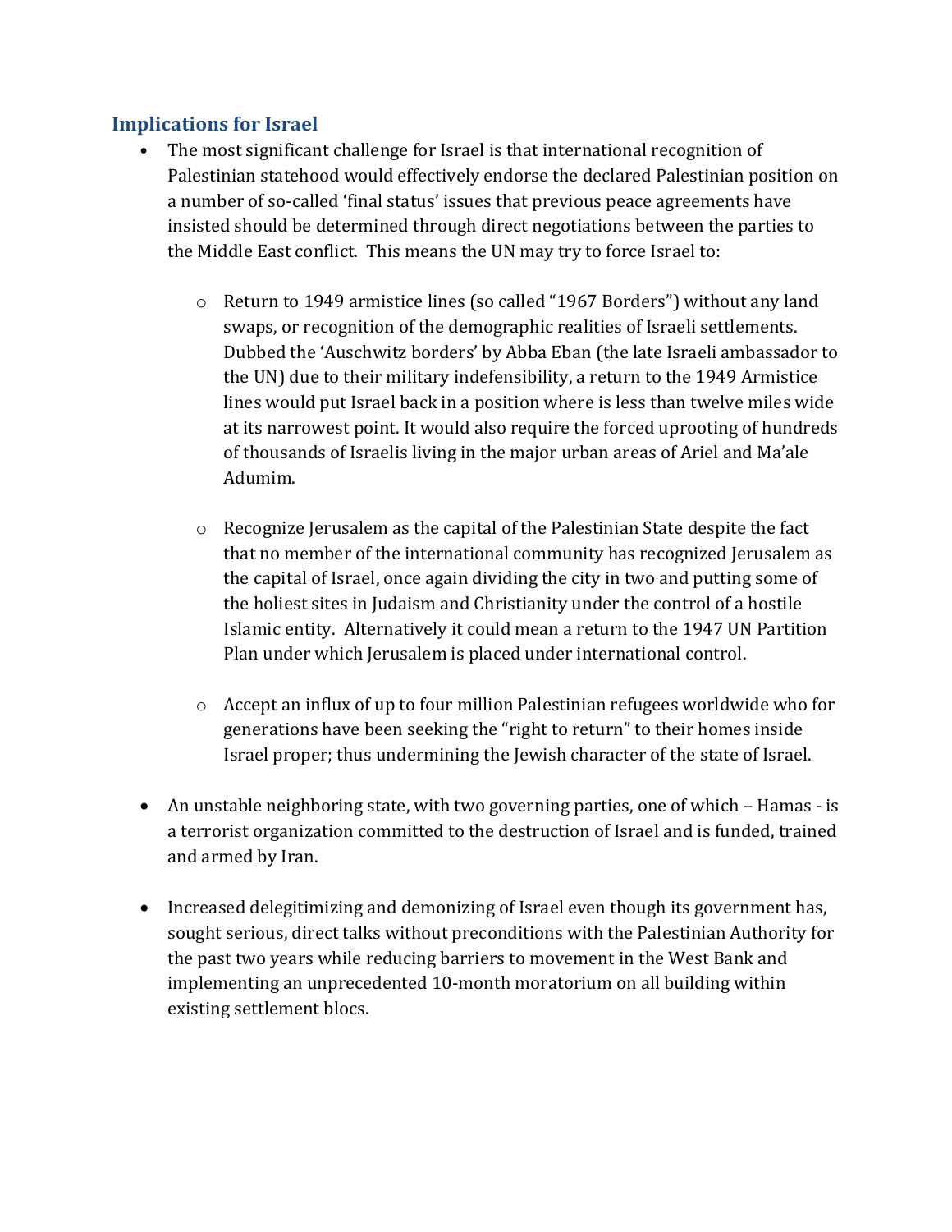## Implications for Israel

- The most significant challenge for Israel is that international recognition of Palestinian statehood would effectively endorse the declared Palestinian position on a number of so-called 'final status' issues that previous peace agreements have insisted should be determined through direct negotiations between the parties to the Middle East conflict. This means the UN may try to force Israel to:

  - Return to 1949 armistice lines (so called "1967 Borders") without any land swaps, or recognition of the demographic realities of Israeli settlements. Dubbed the 'Auschwitz borders' by Abba Eban (the late Israeli ambassador to the UN) due to their military indefensibility, a return to the 1949 Armistice lines would put Israel back in a position where is less than twelve miles wide at its narrowest point. It would also require the forced uprooting of hundreds of thousands of Israelis living in the major urban areas of Ariel and Ma'ale Adumim.

  - Recognize Jerusalem as the capital of the Palestinian State despite the fact that no member of the international community has recognized Jerusalem as the capital of Israel, once again dividing the city in two and putting some of the holiest sites in Judaism and Christianity under the control of a hostile Islamic entity. Alternatively it could mean a return to the 1947 UN Partition Plan under which Jerusalem is placed under international control.

  - Accept an influx of up to four million Palestinian refugees worldwide who for generations have been seeking the "right to return" to their homes inside Israel proper; thus undermining the Jewish character of the state of Israel.

- An unstable neighboring state, with two governing parties, one of which – Hamas - is a terrorist organization committed to the destruction of Israel and is funded, trained and armed by Iran.

- Increased delegitimizing and demonizing of Israel even though its government has, sought serious, direct talks without preconditions with the Palestinian Authority for the past two years while reducing barriers to movement in the West Bank and implementing an unprecedented 10-month moratorium on all building within existing settlement blocs.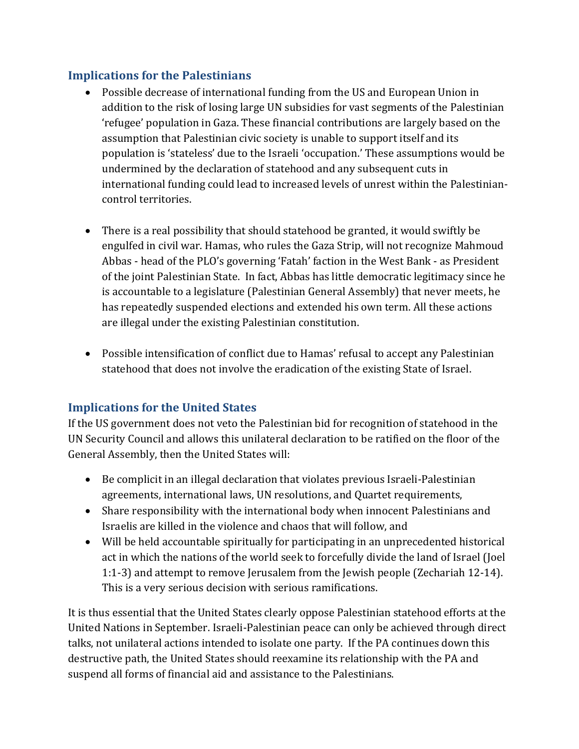## Implications for the Palestinians

- Possible decrease of international funding from the US and European Union in addition to the risk of losing large UN subsidies for vast segments of the Palestinian 'refugee' population in Gaza. These financial contributions are largely based on the assumption that Palestinian civic society is unable to support itself and its population is 'stateless' due to the Israeli 'occupation.' These assumptions would be undermined by the declaration of statehood and any subsequent cuts in international funding could lead to increased levels of unrest within the Palestinian-control territories.

- There is a real possibility that should statehood be granted, it would swiftly be engulfed in civil war. Hamas, who rules the Gaza Strip, will not recognize Mahmoud Abbas - head of the PLO's governing 'Fatah' faction in the West Bank - as President of the joint Palestinian State. In fact, Abbas has little democratic legitimacy since he is accountable to a legislature (Palestinian General Assembly) that never meets, he has repeatedly suspended elections and extended his own term. All these actions are illegal under the existing Palestinian constitution.

- Possible intensification of conflict due to Hamas' refusal to accept any Palestinian statehood that does not involve the eradication of the existing State of Israel.

## Implications for the United States

If the US government does not veto the Palestinian bid for recognition of statehood in the UN Security Council and allows this unilateral declaration to be ratified on the floor of the General Assembly, then the United States will:

- Be complicit in an illegal declaration that violates previous Israeli-Palestinian agreements, international laws, UN resolutions, and Quartet requirements,
- Share responsibility with the international body when innocent Palestinians and Israelis are killed in the violence and chaos that will follow, and
- Will be held accountable spiritually for participating in an unprecedented historical act in which the nations of the world seek to forcefully divide the land of Israel (Joel 1:1-3) and attempt to remove Jerusalem from the Jewish people (Zechariah 12-14). This is a very serious decision with serious ramifications.

It is thus essential that the United States clearly oppose Palestinian statehood efforts at the United Nations in September. Israeli-Palestinian peace can only be achieved through direct talks, not unilateral actions intended to isolate one party. If the PA continues down this destructive path, the United States should reexamine its relationship with the PA and suspend all forms of financial aid and assistance to the Palestinians.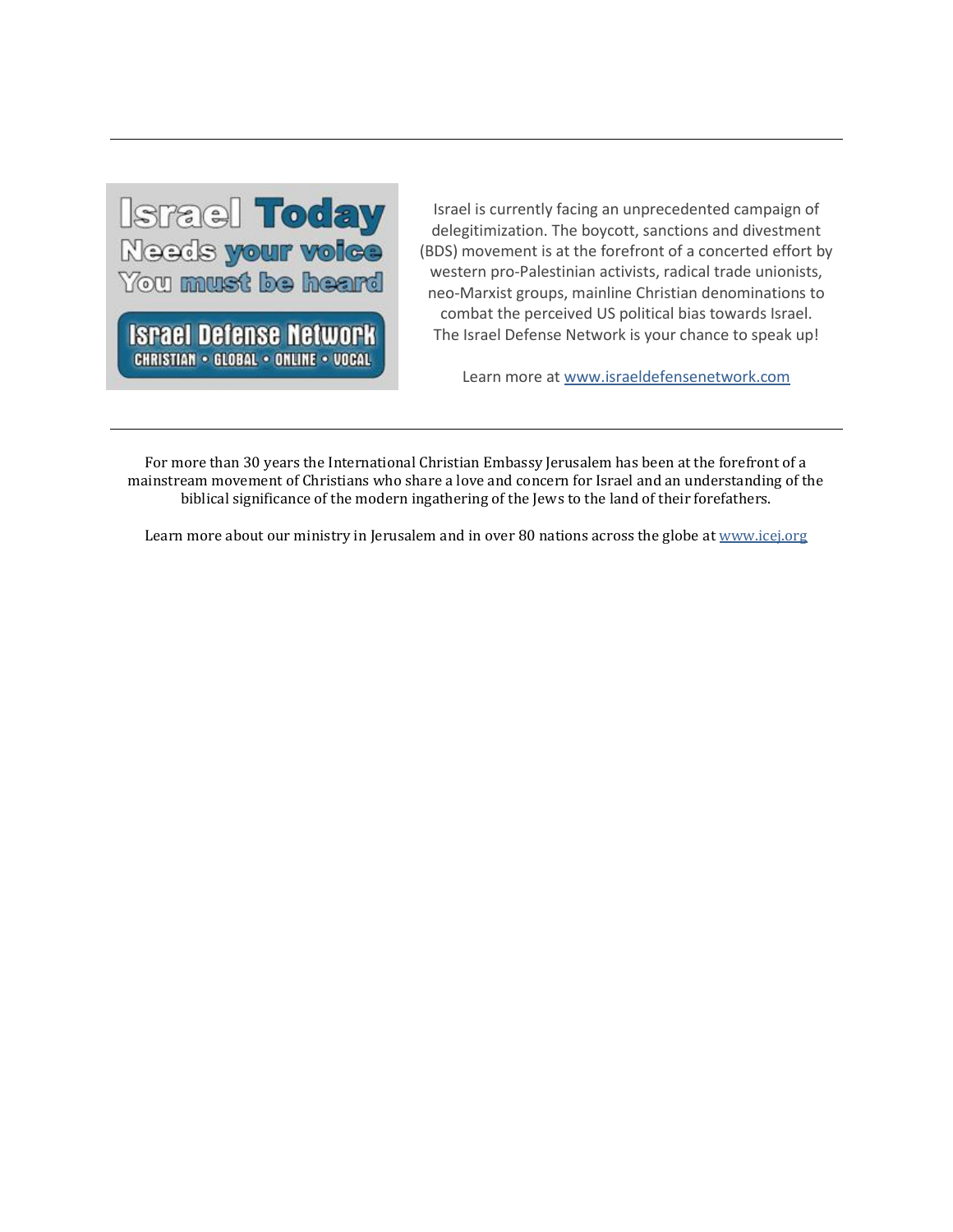---

Israel Today
Needs your voice
You must be heard

Israel Defense Network
CHRISTIAN • GLOBAL • ONLINE • VOCAL

Israel is currently facing an unprecedented campaign of delegitimization. The boycott, sanctions and divestment (BDS) movement is at the forefront of a concerted effort by western pro-Palestinian activists, radical trade unionists, neo-Marxist groups, mainline Christian denominations to combat the perceived US political bias towards Israel. The Israel Defense Network is your chance to speak up!

Learn more at [www.israeldefensenetwork.com](http://www.israeldefensenetwork.com)

---

For more than 30 years the International Christian Embassy Jerusalem has been at the forefront of a mainstream movement of Christians who share a love and concern for Israel and an understanding of the biblical significance of the modern ingathering of the Jews to the land of their forefathers.

Learn more about our ministry in Jerusalem and in over 80 nations across the globe at [www.icej.org](http://www.icej.org)